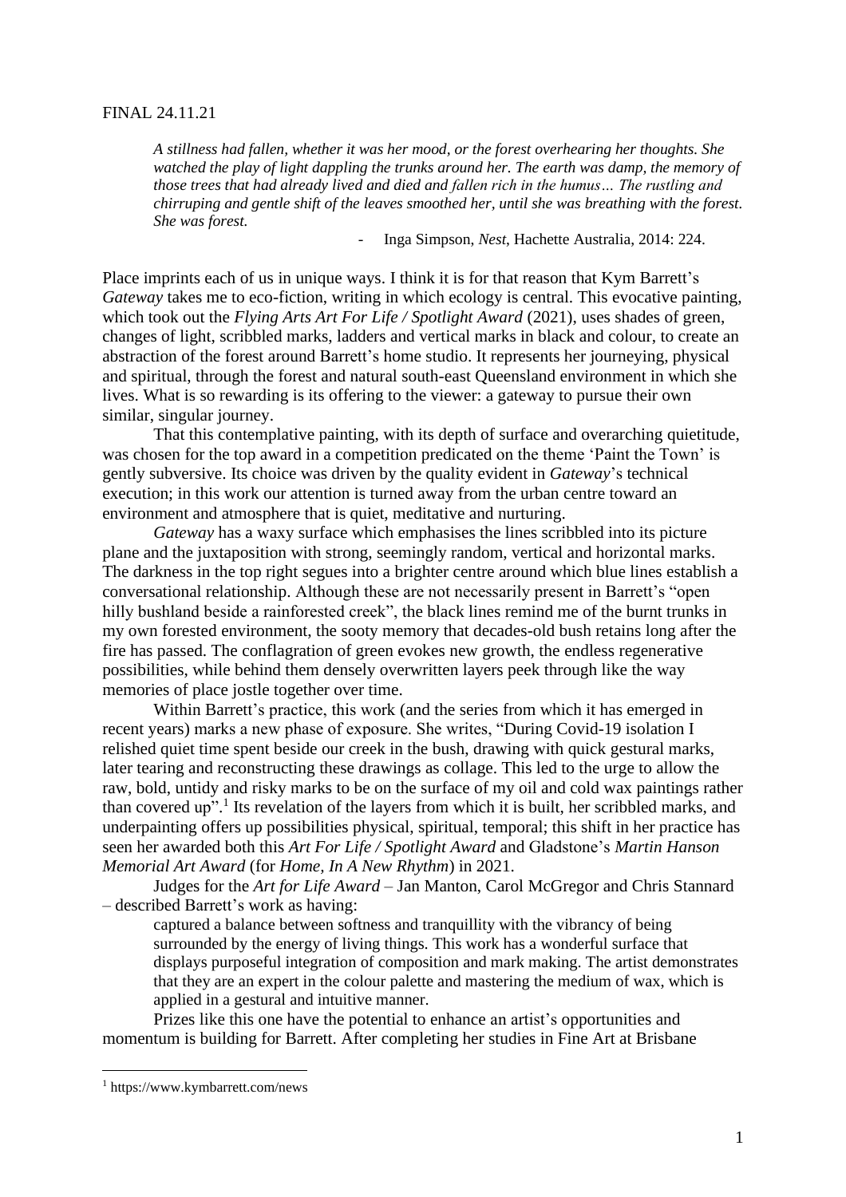FINAL 24.11.21

> *A stillness had fallen, whether it was her mood, or the forest overhearing her thoughts. She watched the play of light dappling the trunks around her. The earth was damp, the memory of those trees that had already lived and died and fallen rich in the humus… The rustling and chirruping and gentle shift of the leaves smoothed her, until she was breathing with the forest. She was forest.*
>
> - Inga Simpson, *Nest*, Hachette Australia, 2014: 224.

Place imprints each of us in unique ways. I think it is for that reason that Kym Barrett's *Gateway* takes me to eco-fiction, writing in which ecology is central. This evocative painting, which took out the *Flying Arts Art For Life / Spotlight Award* (2021), uses shades of green, changes of light, scribbled marks, ladders and vertical marks in black and colour, to create an abstraction of the forest around Barrett's home studio. It represents her journeying, physical and spiritual, through the forest and natural south-east Queensland environment in which she lives. What is so rewarding is its offering to the viewer: a gateway to pursue their own similar, singular journey.

That this contemplative painting, with its depth of surface and overarching quietitude, was chosen for the top award in a competition predicated on the theme 'Paint the Town' is gently subversive. Its choice was driven by the quality evident in *Gateway*'s technical execution; in this work our attention is turned away from the urban centre toward an environment and atmosphere that is quiet, meditative and nurturing.

*Gateway* has a waxy surface which emphasises the lines scribbled into its picture plane and the juxtaposition with strong, seemingly random, vertical and horizontal marks. The darkness in the top right segues into a brighter centre around which blue lines establish a conversational relationship. Although these are not necessarily present in Barrett's "open hilly bushland beside a rainforested creek", the black lines remind me of the burnt trunks in my own forested environment, the sooty memory that decades-old bush retains long after the fire has passed. The conflagration of green evokes new growth, the endless regenerative possibilities, while behind them densely overwritten layers peek through like the way memories of place jostle together over time.

Within Barrett's practice, this work (and the series from which it has emerged in recent years) marks a new phase of exposure. She writes, "During Covid-19 isolation I relished quiet time spent beside our creek in the bush, drawing with quick gestural marks, later tearing and reconstructing these drawings as collage. This led to the urge to allow the raw, bold, untidy and risky marks to be on the surface of my oil and cold wax paintings rather than covered up".[1] Its revelation of the layers from which it is built, her scribbled marks, and underpainting offers up possibilities physical, spiritual, temporal; this shift in her practice has seen her awarded both this *Art For Life / Spotlight Award* and Gladstone's *Martin Hanson Memorial Art Award* (for *Home, In A New Rhythm*) in 2021.

Judges for the *Art for Life Award* – Jan Manton, Carol McGregor and Chris Stannard – described Barrett's work as having:

> captured a balance between softness and tranquillity with the vibrancy of being surrounded by the energy of living things. This work has a wonderful surface that displays purposeful integration of composition and mark making. The artist demonstrates that they are an expert in the colour palette and mastering the medium of wax, which is applied in a gestural and intuitive manner.

Prizes like this one have the potential to enhance an artist's opportunities and momentum is building for Barrett. After completing her studies in Fine Art at Brisbane

---

[1] https://www.kymbarrett.com/news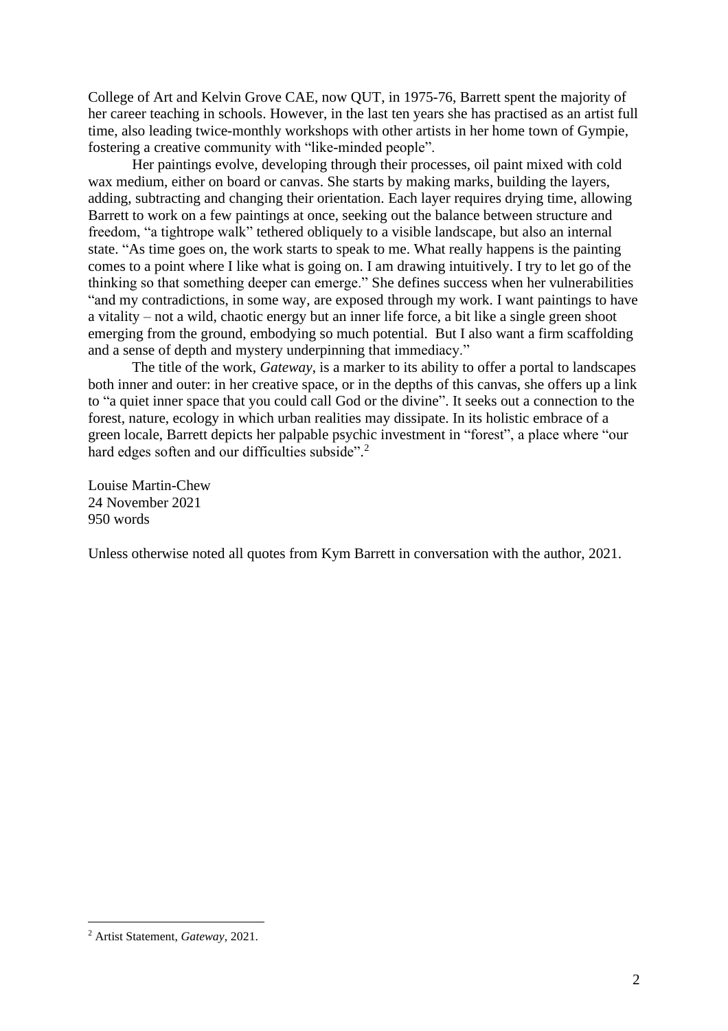College of Art and Kelvin Grove CAE, now QUT, in 1975-76, Barrett spent the majority of her career teaching in schools. However, in the last ten years she has practised as an artist full time, also leading twice-monthly workshops with other artists in her home town of Gympie, fostering a creative community with "like-minded people".

Her paintings evolve, developing through their processes, oil paint mixed with cold wax medium, either on board or canvas. She starts by making marks, building the layers, adding, subtracting and changing their orientation. Each layer requires drying time, allowing Barrett to work on a few paintings at once, seeking out the balance between structure and freedom, "a tightrope walk" tethered obliquely to a visible landscape, but also an internal state. "As time goes on, the work starts to speak to me. What really happens is the painting comes to a point where I like what is going on. I am drawing intuitively. I try to let go of the thinking so that something deeper can emerge." She defines success when her vulnerabilities "and my contradictions, in some way, are exposed through my work. I want paintings to have a vitality – not a wild, chaotic energy but an inner life force, a bit like a single green shoot emerging from the ground, embodying so much potential. But I also want a firm scaffolding and a sense of depth and mystery underpinning that immediacy."

The title of the work, *Gateway*, is a marker to its ability to offer a portal to landscapes both inner and outer: in her creative space, or in the depths of this canvas, she offers up a link to "a quiet inner space that you could call God or the divine". It seeks out a connection to the forest, nature, ecology in which urban realities may dissipate. In its holistic embrace of a green locale, Barrett depicts her palpable psychic investment in "forest", a place where "our hard edges soften and our difficulties subside".[2]

Louise Martin-Chew
24 November 2021
950 words

Unless otherwise noted all quotes from Kym Barrett in conversation with the author, 2021.

[2] Artist Statement, *Gateway*, 2021.